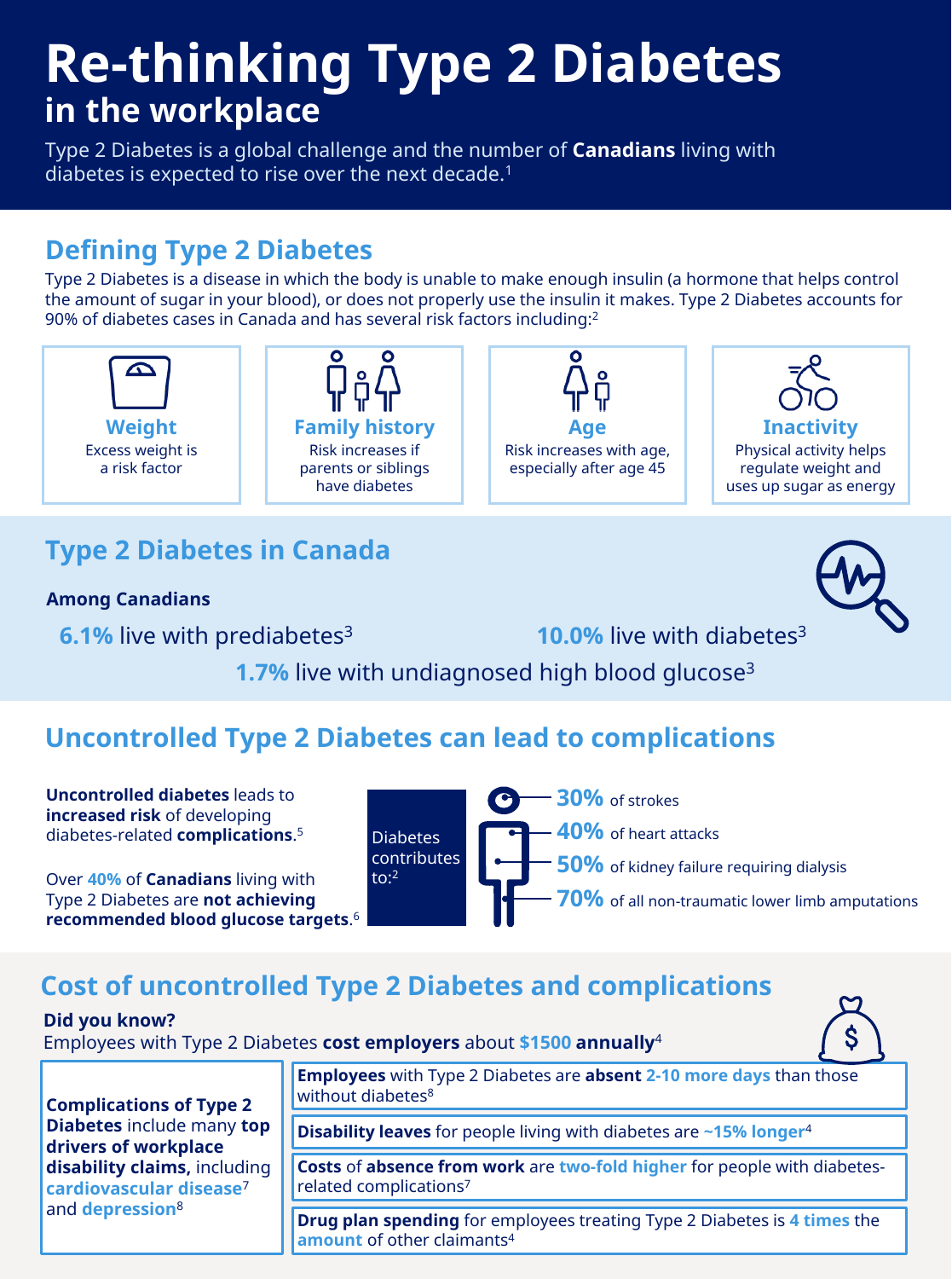# Re-thinking Type 2 Diabetes in the workplace

Type 2 Diabetes is a global challenge and the number of **Canadians** living with diabetes is expected to rise over the next decade.[1]

## Defining Type 2 Diabetes

Type 2 Diabetes is a disease in which the body is unable to make enough insulin (a hormone that helps control the amount of sugar in your blood), or does not properly use the insulin it makes. Type 2 Diabetes accounts for 90% of diabetes cases in Canada and has several risk factors including:[2]

- **Weight** – Excess weight is a risk factor
- **Family history** – Risk increases if parents or siblings have diabetes
- **Age** – Risk increases with age, especially after age 45
- **Inactivity** – Physical activity helps regulate weight and uses up sugar as energy

## Type 2 Diabetes in Canada

**Among Canadians**

- **6.1%** live with prediabetes[3]
- **10.0%** live with diabetes[3]
- **1.7%** live with undiagnosed high blood glucose[3]

## Uncontrolled Type 2 Diabetes can lead to complications

**Uncontrolled diabetes** leads to **increased risk** of developing diabetes-related **complications**.[5]

Over **40%** of **Canadians** living with Type 2 Diabetes are **not achieving recommended blood glucose targets**.[6]

Diabetes contributes to:[2]

- **30%** of strokes
- **40%** of heart attacks
- **50%** of kidney failure requiring dialysis
- **70%** of all non-traumatic lower limb amputations

## Cost of uncontrolled Type 2 Diabetes and complications

**Did you know?**

Employees with Type 2 Diabetes **cost employers** about **$1500 annually**[4]

**Complications of Type 2 Diabetes** include many **top drivers of workplace disability claims,** including **cardiovascular disease**[7] and **depression**[8]

- **Employees** with Type 2 Diabetes are **absent 2-10 more days** than those without diabetes[8]
- **Disability leaves** for people living with diabetes are **~15% longer**[4]
- **Costs** of **absence from work** are **two-fold higher** for people with diabetes-related complications[7]
- **Drug plan spending** for employees treating Type 2 Diabetes is **4 times** the **amount** of other claimants[4]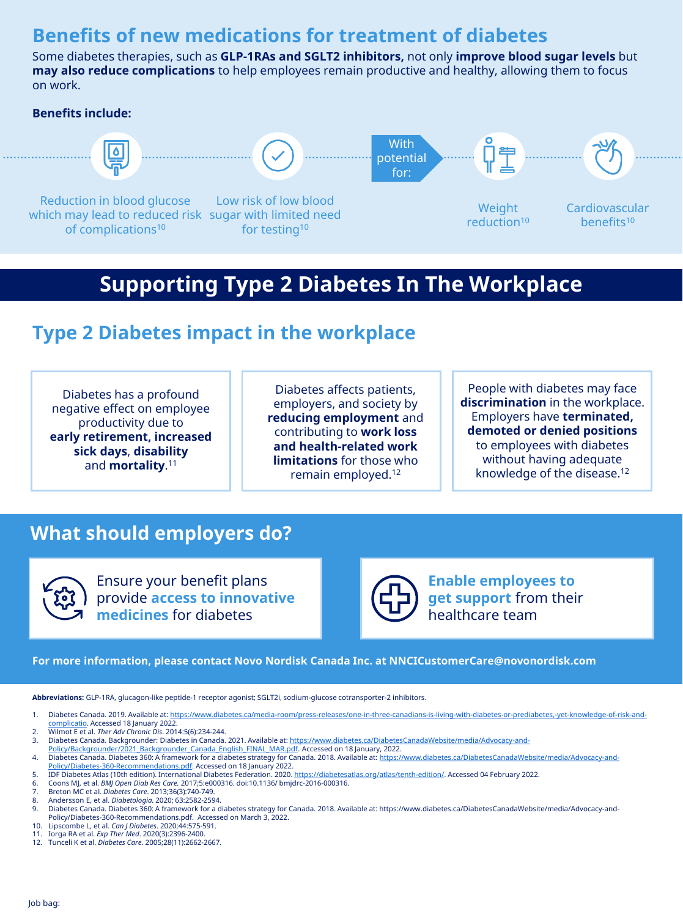## Benefits of new medications for treatment of diabetes

Some diabetes therapies, such as **GLP-1RAs and SGLT2 inhibitors,** not only **improve blood sugar levels** but **may also reduce complications** to help employees remain productive and healthy, allowing them to focus on work.

**Benefits include:**

- Reduction in blood glucose which may lead to reduced risk of complications[10]
- Low risk of low blood sugar with limited need for testing[10]

With potential for:

- Weight reduction[10]
- Cardiovascular benefits[10]

# Supporting Type 2 Diabetes In The Workplace

## Type 2 Diabetes impact in the workplace

Diabetes has a profound negative effect on employee productivity due to **early retirement, increased sick days, disability** and **mortality.**[11]

Diabetes affects patients, employers, and society by **reducing employment** and contributing to **work loss and health-related work limitations** for those who remain employed.[12]

People with diabetes may face **discrimination** in the workplace. Employers have **terminated, demoted or denied positions** to employees with diabetes without having adequate knowledge of the disease.[12]

## What should employers do?

Ensure your benefit plans provide **access to innovative medicines** for diabetes

**Enable employees to get support** from their healthcare team

**For more information, please contact Novo Nordisk Canada Inc. at NNCICustomerCare@novonordisk.com**

**Abbreviations:** GLP-1RA, glucagon-like peptide-1 receptor agonist; SGLT2i, sodium-glucose cotransporter-2 inhibitors.

1. Diabetes Canada. 2019. Available at: https://www.diabetes.ca/media-room/press-releases/one-in-three-canadians-is-living-with-diabetes-or-prediabetes,-yet-knowledge-of-risk-and-complicatio. Accessed 18 January 2022.
2. Wilmot E et al. *Ther Adv Chronic Dis*. 2014:5(6):234-244.
3. Diabetes Canada. Backgrounder: Diabetes in Canada. 2021. Available at: https://www.diabetes.ca/DiabetesCanadaWebsite/media/Advocacy-and-Policy/Backgrounder/2021_Backgrounder_Canada_English_FINAL_MAR.pdf. Accessed on 18 January, 2022.
4. Diabetes Canada. Diabetes 360: A framework for a diabetes strategy for Canada. 2018. Available at: https://www.diabetes.ca/DiabetesCanadaWebsite/media/Advocacy-and-Policy/Diabetes-360-Recommendations.pdf. Accessed on 18 January 2022.
5. IDF Diabetes Atlas (10th edition). International Diabetes Federation. 2020. https://diabetesatlas.org/atlas/tenth-edition/. Accessed 04 February 2022.
6. Coons MJ, et al. *BMJ Open Diab Res Care.* 2017;5:e000316. doi:10.1136/ bmjdrc-2016-000316.
7. Breton MC et al. *Diabetes Care*. 2013;36(3):740-749.
8. Andersson E, et al. *Diabetologia.* 2020; 63:2582-2594.
9. Diabetes Canada. Diabetes 360: A framework for a diabetes strategy for Canada. 2018. Available at: https://www.diabetes.ca/DiabetesCanadaWebsite/media/Advocacy-and-Policy/Diabetes-360-Recommendations.pdf. Accessed on March 3, 2022.
10. Lipscombe L, et al. *Can J Diabetes*. 2020;44:575-591.
11. Iorga RA et al. *Exp Ther Med*. 2020(3):2396-2400.
12. Tunceli K et al. *Diabetes Care*. 2005;28(11):2662-2667.

Job bag: